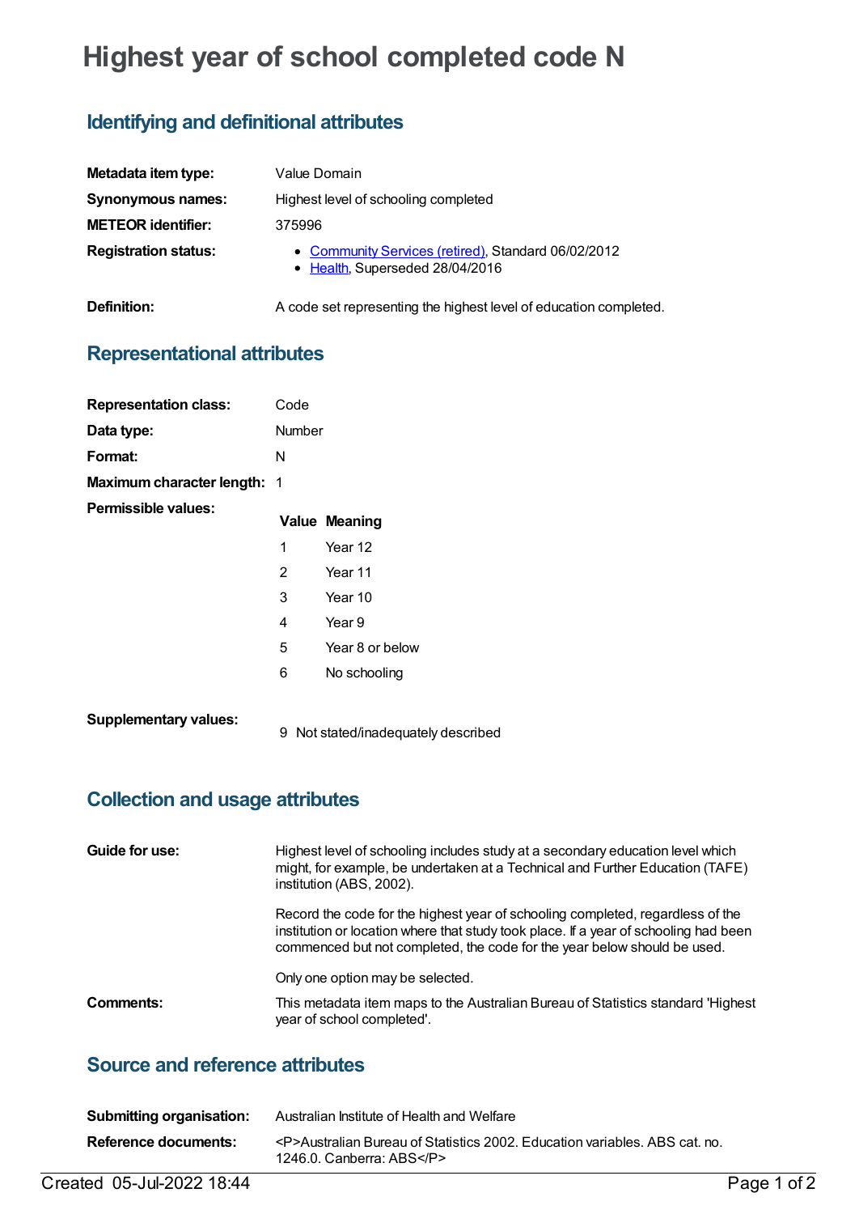# Highest year of school completed code N

## Identifying and definitional attributes

| | |
|---|---|
| **Metadata item type:** | Value Domain |
| **Synonymous names:** | Highest level of schooling completed |
| **METEOR identifier:** | 375996 |
| **Registration status:** | • Community Services (retired), Standard 06/02/2012<br>• Health, Superseded 28/04/2016 |
| **Definition:** | A code set representing the highest level of education completed. |

## Representational attributes

| | |
|---|---|
| **Representation class:** | Code |
| **Data type:** | Number |
| **Format:** | N |
| **Maximum character length:** | 1 |

**Permissible values:**

| Value | Meaning |
|---|---|
| 1 | Year 12 |
| 2 | Year 11 |
| 3 | Year 10 |
| 4 | Year 9 |
| 5 | Year 8 or below |
| 6 | No schooling |

**Supplementary values:**

| Value | Meaning |
|---|---|
| 9 | Not stated/inadequately described |

## Collection and usage attributes

**Guide for use:**

Highest level of schooling includes study at a secondary education level which might, for example, be undertaken at a Technical and Further Education (TAFE) institution (ABS, 2002).

Record the code for the highest year of schooling completed, regardless of the institution or location where that study took place. If a year of schooling had been commenced but not completed, the code for the year below should be used.

Only one option may be selected.

**Comments:**

This metadata item maps to the Australian Bureau of Statistics standard 'Highest year of school completed'.

## Source and reference attributes

| | |
|---|---|
| **Submitting organisation:** | Australian Institute of Health and Welfare |
| **Reference documents:** | <P>Australian Bureau of Statistics 2002. Education variables. ABS cat. no. 1246.0. Canberra: ABS</P> |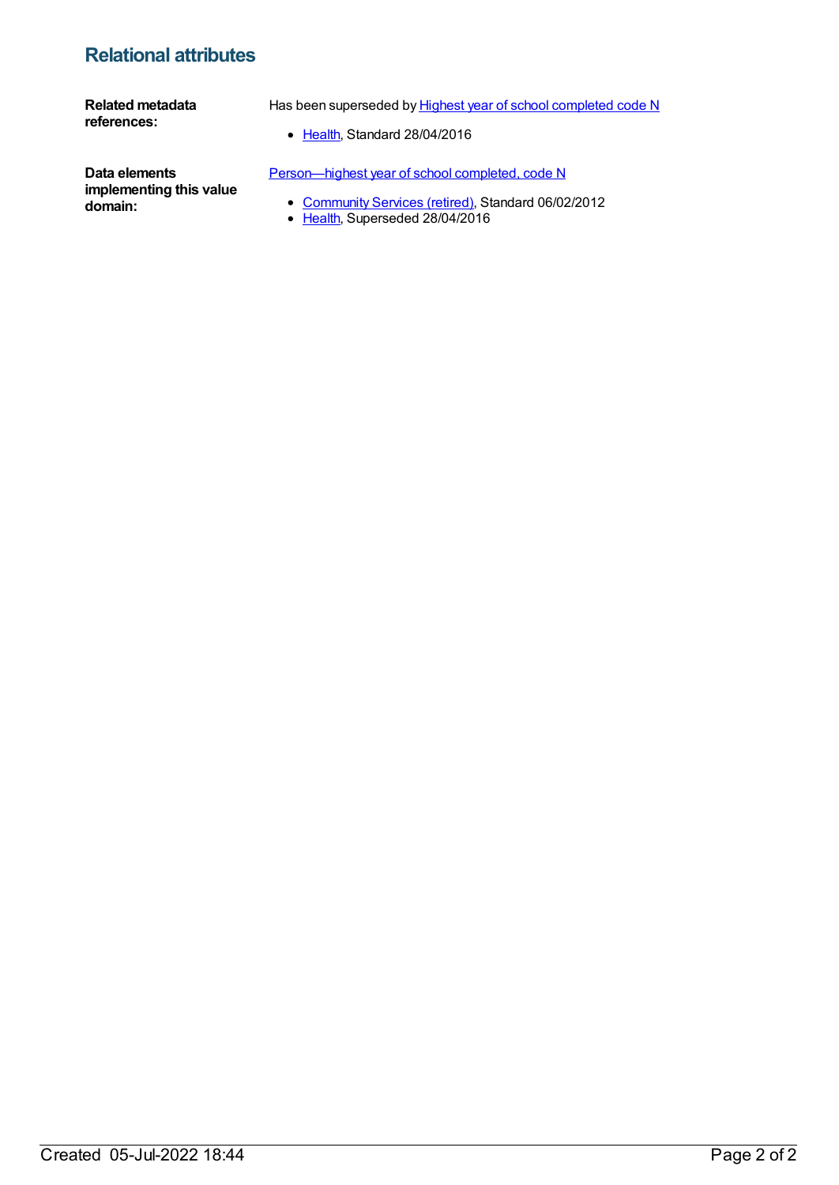## Relational attributes

**Related metadata references:**

Has been superseded by [Highest year of school completed code N]

- [Health], Standard 28/04/2016

**Data elements implementing this value domain:**

[Person—highest year of school completed, code N]

- [Community Services (retired)], Standard 06/02/2012
- [Health], Superseded 28/04/2016